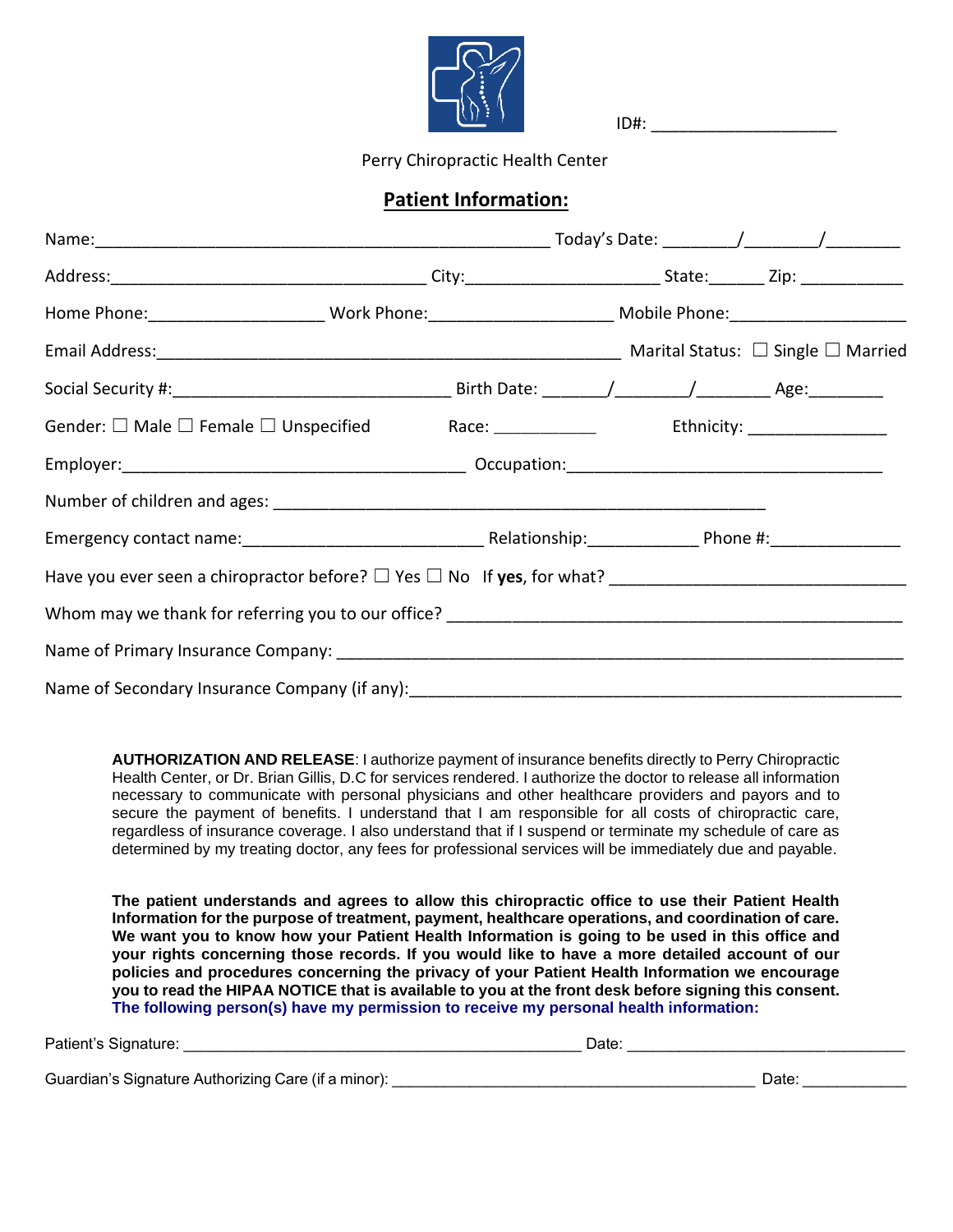ID#: ____________________

Perry Chiropractic Health Center

## Patient Information:

Name:_________________________________________________ Today's Date: _______/_______/________

Address:__________________________________ City:_____________________ State:______ Zip: ___________

Home Phone:__________________ Work Phone:___________________ Mobile Phone:___________________

Email Address:__________________________________________________ Marital Status: ☐ Single ☐ Married

Social Security #:______________________________ Birth Date: ______/_______/________ Age:________

Gender: ☐ Male ☐ Female ☐ Unspecified Race: ___________ Ethnicity: _______________

Employer:_____________________________________ Occupation:_________________________________

Number of children and ages: _____________________________________________________

Emergency contact name:_________________________ Relationship:___________ Phone #:_____________

Have you ever seen a chiropractor before? ☐ Yes ☐ No If **yes**, for what? _____________________________

Whom may we thank for referring you to our office? ____________________________________________

Name of Primary Insurance Company: _______________________________________________________

Name of Secondary Insurance Company (if any):_______________________________________________

**AUTHORIZATION AND RELEASE**: I authorize payment of insurance benefits directly to Perry Chiropractic Health Center, or Dr. Brian Gillis, D.C for services rendered. I authorize the doctor to release all information necessary to communicate with personal physicians and other healthcare providers and payors and to secure the payment of benefits. I understand that I am responsible for all costs of chiropractic care, regardless of insurance coverage. I also understand that if I suspend or terminate my schedule of care as determined by my treating doctor, any fees for professional services will be immediately due and payable.

**The patient understands and agrees to allow this chiropractic office to use their Patient Health Information for the purpose of treatment, payment, healthcare operations, and coordination of care. We want you to know how your Patient Health Information is going to be used in this office and your rights concerning those records. If you would like to have a more detailed account of our policies and procedures concerning the privacy of your Patient Health Information we encourage you to read the HIPAA NOTICE that is available to you at the front desk before signing this consent.**
**The following person(s) have my permission to receive my personal health information:**

Patient's Signature: ____________________________________________ Date: ______________________________

Guardian's Signature Authorizing Care (if a minor): ________________________________________ Date: ____________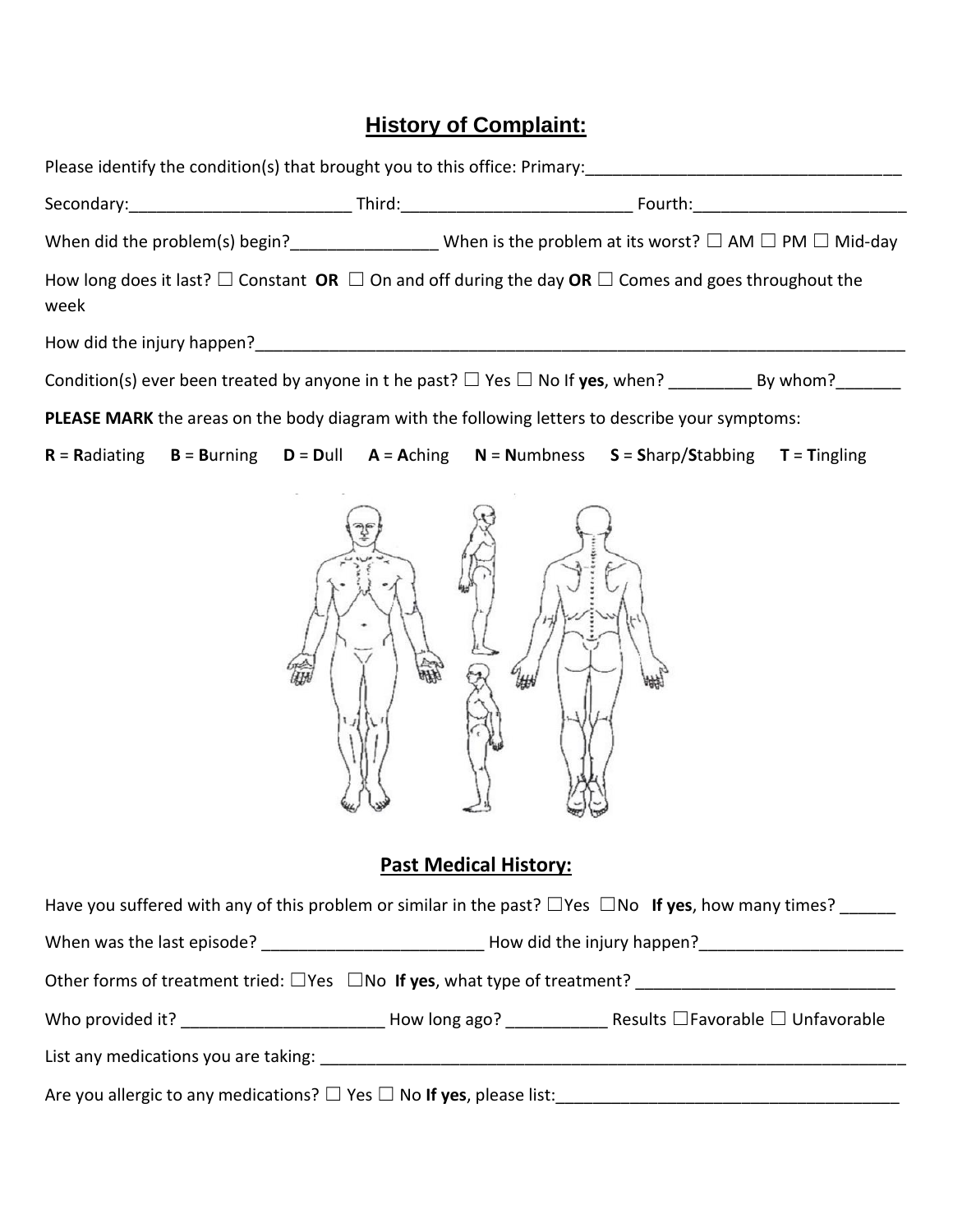## History of Complaint:

Please identify the condition(s) that brought you to this office: Primary:___________________________________

Secondary:________________________ Third:_________________________ Fourth:_______________________

When did the problem(s) begin?________________ When is the problem at its worst? ☐ AM ☐ PM ☐ Mid-day

How long does it last? ☐ Constant **OR** ☐ On and off during the day **OR** ☐ Comes and goes throughout the week

How did the injury happen?_____________________________________________________________________

Condition(s) ever been treated by anyone in t he past? ☐ Yes ☐ No If **yes**, when? _________ By whom?_______

**PLEASE MARK** the areas on the body diagram with the following letters to describe your symptoms:

**R** = **R**adiating **B** = **B**urning **D** = **D**ull **A** = **A**ching **N** = **N**umbness **S** = **S**harp/**S**tabbing **T** = **T**ingling

## Past Medical History:

Have you suffered with any of this problem or similar in the past? ☐Yes ☐No **If yes**, how many times? ______

When was the last episode? ________________________ How did the injury happen?______________________

Other forms of treatment tried: ☐Yes ☐No **If yes**, what type of treatment? ____________________________

Who provided it? ______________________ How long ago? ___________ Results ☐Favorable ☐ Unfavorable

List any medications you are taking: ___________________________________________________________________

Are you allergic to any medications? ☐ Yes ☐ No **If yes**, please list:_____________________________________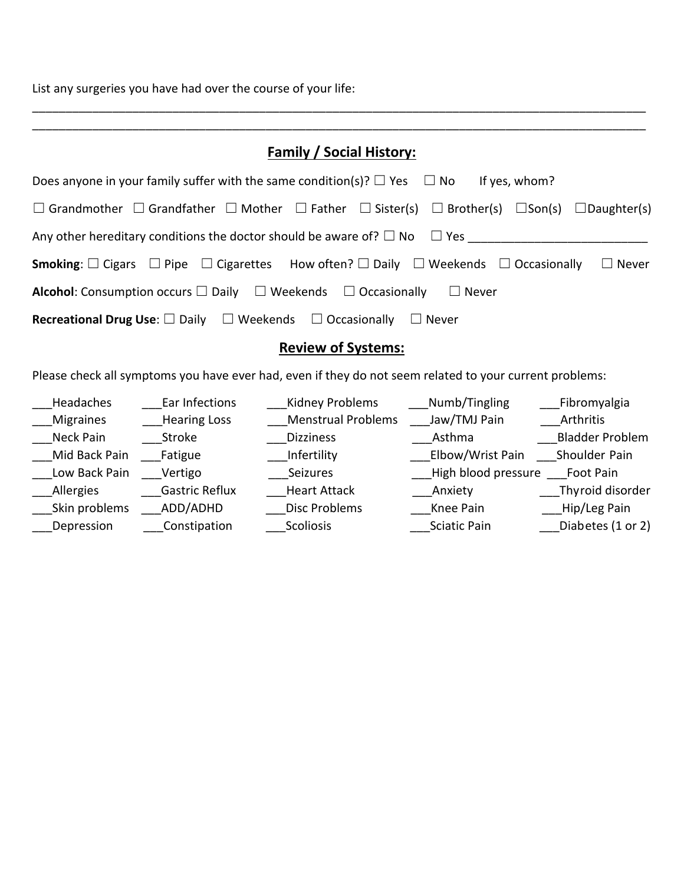List any surgeries you have had over the course of your life:

_____________________________________________________________________________________________

_____________________________________________________________________________________________

## Family / Social History:

Does anyone in your family suffer with the same condition(s)? ☐ Yes ☐ No If yes, whom?

☐ Grandmother ☐ Grandfather ☐ Mother ☐ Father ☐ Sister(s) ☐ Brother(s) ☐Son(s) ☐Daughter(s)

Any other hereditary conditions the doctor should be aware of? ☐ No ☐ Yes __________________________

**Smoking**: ☐ Cigars ☐ Pipe ☐ Cigarettes How often? ☐ Daily ☐ Weekends ☐ Occasionally ☐ Never

**Alcohol**: Consumption occurs ☐ Daily ☐ Weekends ☐ Occasionally ☐ Never

**Recreational Drug Use**: ☐ Daily ☐ Weekends ☐ Occasionally ☐ Never

## Review of Systems:

Please check all symptoms you have ever had, even if they do not seem related to your current problems:

| | | | | |
|---|---|---|---|---|
| ___Headaches | ___Ear Infections | ___Kidney Problems | ___Numb/Tingling | ___Fibromyalgia |
| ___Migraines | ___Hearing Loss | ___Menstrual Problems | ___Jaw/TMJ Pain | ___Arthritis |
| ___Neck Pain | ___Stroke | ___Dizziness | ___Asthma | ___Bladder Problem |
| ___Mid Back Pain | ___Fatigue | ___Infertility | ___Elbow/Wrist Pain | ___Shoulder Pain |
| ___Low Back Pain | ___Vertigo | ___Seizures | ___High blood pressure | ___Foot Pain |
| ___Allergies | ___Gastric Reflux | ___Heart Attack | ___Anxiety | ___Thyroid disorder |
| ___Skin problems | ___ADD/ADHD | ___Disc Problems | ___Knee Pain | ___Hip/Leg Pain |
| ___Depression | ___Constipation | ___Scoliosis | ___Sciatic Pain | ___Diabetes (1 or 2) |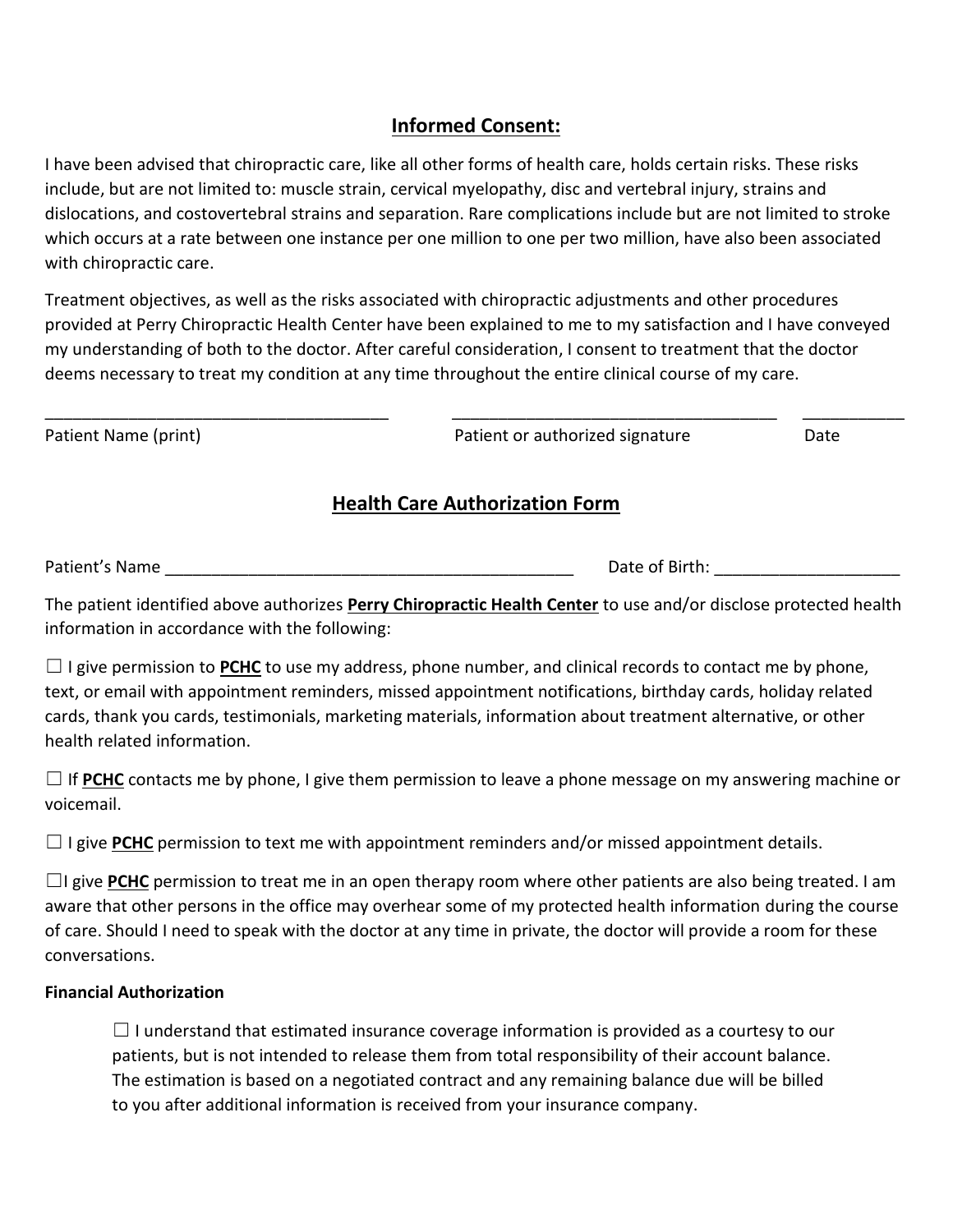## Informed Consent:

I have been advised that chiropractic care, like all other forms of health care, holds certain risks. These risks include, but are not limited to: muscle strain, cervical myelopathy, disc and vertebral injury, strains and dislocations, and costovertebral strains and separation. Rare complications include but are not limited to stroke which occurs at a rate between one instance per one million to one per two million, have also been associated with chiropractic care.

Treatment objectives, as well as the risks associated with chiropractic adjustments and other procedures provided at Perry Chiropractic Health Center have been explained to me to my satisfaction and I have conveyed my understanding of both to the doctor. After careful consideration, I consent to treatment that the doctor deems necessary to treat my condition at any time throughout the entire clinical course of my care.

_____________________________________ &nbsp;&nbsp; ___________________________________ &nbsp;&nbsp; ___________

Patient Name (print) &nbsp;&nbsp; Patient or authorized signature &nbsp;&nbsp; Date

## Health Care Authorization Form

Patient's Name ____________________________________________ Date of Birth: ____________________

The patient identified above authorizes **Perry Chiropractic Health Center** to use and/or disclose protected health information in accordance with the following:

☐ I give permission to **PCHC** to use my address, phone number, and clinical records to contact me by phone, text, or email with appointment reminders, missed appointment notifications, birthday cards, holiday related cards, thank you cards, testimonials, marketing materials, information about treatment alternative, or other health related information.

☐ If **PCHC** contacts me by phone, I give them permission to leave a phone message on my answering machine or voicemail.

☐ I give **PCHC** permission to text me with appointment reminders and/or missed appointment details.

☐I give **PCHC** permission to treat me in an open therapy room where other patients are also being treated. I am aware that other persons in the office may overhear some of my protected health information during the course of care. Should I need to speak with the doctor at any time in private, the doctor will provide a room for these conversations.

**Financial Authorization**

☐ I understand that estimated insurance coverage information is provided as a courtesy to our patients, but is not intended to release them from total responsibility of their account balance. The estimation is based on a negotiated contract and any remaining balance due will be billed to you after additional information is received from your insurance company.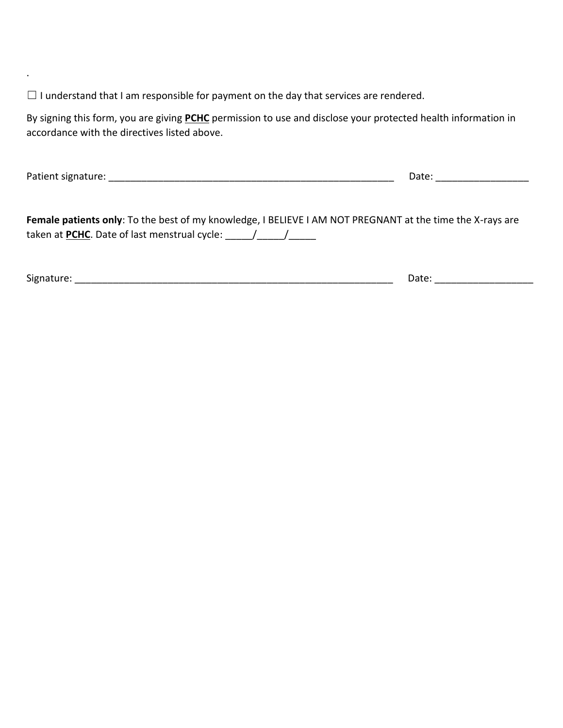.

☐ I understand that I am responsible for payment on the day that services are rendered.

By signing this form, you are giving **PCHC** permission to use and disclose your protected health information in accordance with the directives listed above.

Patient signature: _______________________________________________________ Date: _________________

**Female patients only**: To the best of my knowledge, I BELIEVE I AM NOT PREGNANT at the time the X-rays are taken at **PCHC**. Date of last menstrual cycle: _____/_____/_____

Signature: _____________________________________________________________ Date: __________________